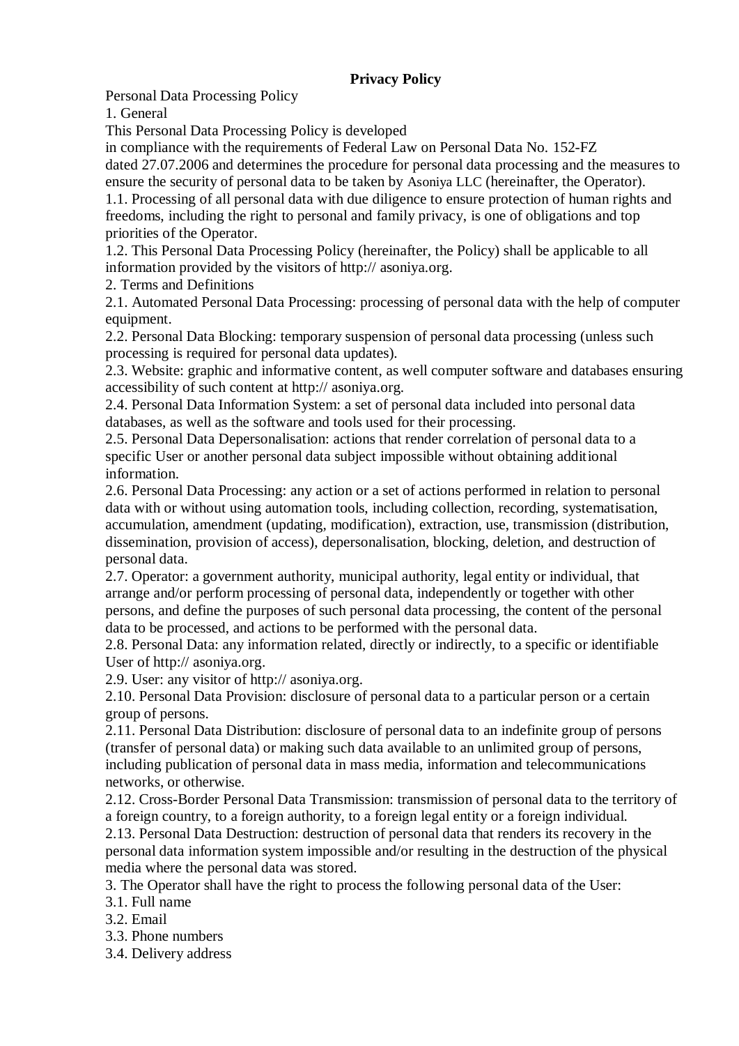# Privacy Policy

Personal Data Processing Policy

1. General

This Personal Data Processing Policy is developed in compliance with the requirements of Federal Law on Personal Data No. 152-FZ dated 27.07.2006 and determines the procedure for personal data processing and the measures to ensure the security of personal data to be taken by Asoniya LLC (hereinafter, the Operator).

1.1. Processing of all personal data with due diligence to ensure protection of human rights and freedoms, including the right to personal and family privacy, is one of obligations and top priorities of the Operator.

1.2. This Personal Data Processing Policy (hereinafter, the Policy) shall be applicable to all information provided by the visitors of http:// asoniya.org.

2. Terms and Definitions

2.1. Automated Personal Data Processing: processing of personal data with the help of computer equipment.

2.2. Personal Data Blocking: temporary suspension of personal data processing (unless such processing is required for personal data updates).

2.3. Website: graphic and informative content, as well computer software and databases ensuring accessibility of such content at http:// asoniya.org.

2.4. Personal Data Information System: a set of personal data included into personal data databases, as well as the software and tools used for their processing.

2.5. Personal Data Depersonalisation: actions that render correlation of personal data to a specific User or another personal data subject impossible without obtaining additional information.

2.6. Personal Data Processing: any action or a set of actions performed in relation to personal data with or without using automation tools, including collection, recording, systematisation, accumulation, amendment (updating, modification), extraction, use, transmission (distribution, dissemination, provision of access), depersonalisation, blocking, deletion, and destruction of personal data.

2.7. Operator: a government authority, municipal authority, legal entity or individual, that arrange and/or perform processing of personal data, independently or together with other persons, and define the purposes of such personal data processing, the content of the personal data to be processed, and actions to be performed with the personal data.

2.8. Personal Data: any information related, directly or indirectly, to a specific or identifiable User of http:// asoniya.org.

2.9. User: any visitor of http:// asoniya.org.

2.10. Personal Data Provision: disclosure of personal data to a particular person or a certain group of persons.

2.11. Personal Data Distribution: disclosure of personal data to an indefinite group of persons (transfer of personal data) or making such data available to an unlimited group of persons, including publication of personal data in mass media, information and telecommunications networks, or otherwise.

2.12. Cross-Border Personal Data Transmission: transmission of personal data to the territory of a foreign country, to a foreign authority, to a foreign legal entity or a foreign individual.

2.13. Personal Data Destruction: destruction of personal data that renders its recovery in the personal data information system impossible and/or resulting in the destruction of the physical media where the personal data was stored.

3. The Operator shall have the right to process the following personal data of the User:

3.1. Full name

3.2. Email

3.3. Phone numbers

3.4. Delivery address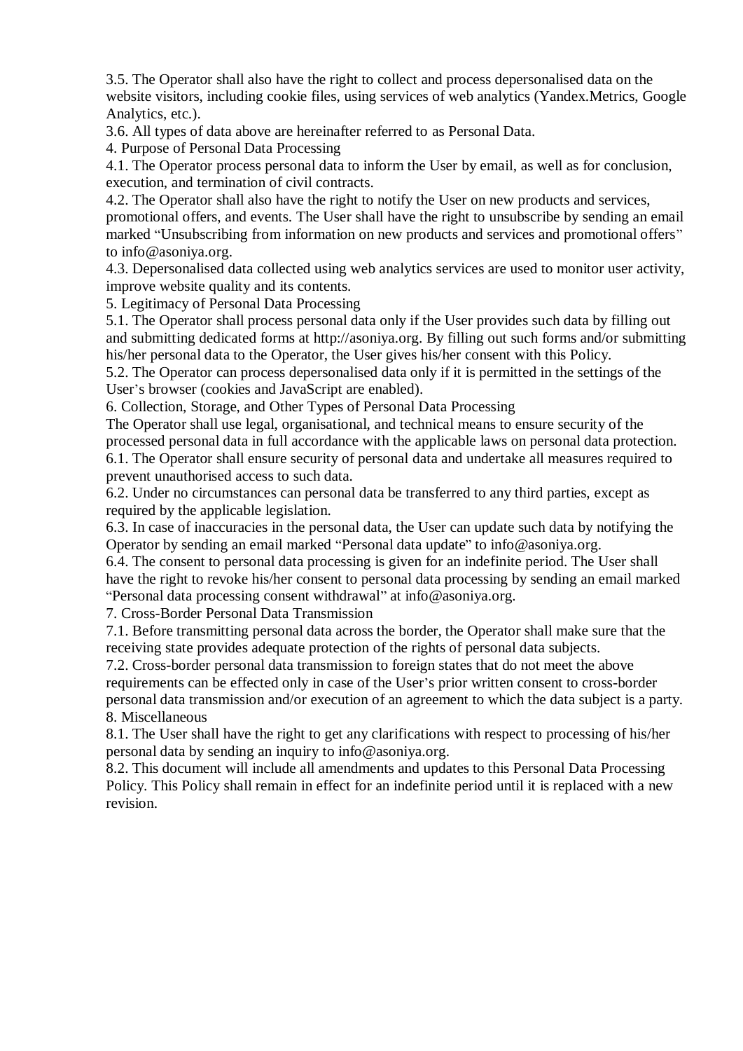3.5. The Operator shall also have the right to collect and process depersonalised data on the website visitors, including cookie files, using services of web analytics (Yandex.Metrics, Google Analytics, etc.).

3.6. All types of data above are hereinafter referred to as Personal Data.

## 4. Purpose of Personal Data Processing

4.1. The Operator process personal data to inform the User by email, as well as for conclusion, execution, and termination of civil contracts.

4.2. The Operator shall also have the right to notify the User on new products and services, promotional offers, and events. The User shall have the right to unsubscribe by sending an email marked "Unsubscribing from information on new products and services and promotional offers" to info@asoniya.org.

4.3. Depersonalised data collected using web analytics services are used to monitor user activity, improve website quality and its contents.

## 5. Legitimacy of Personal Data Processing

5.1. The Operator shall process personal data only if the User provides such data by filling out and submitting dedicated forms at http://asoniya.org. By filling out such forms and/or submitting his/her personal data to the Operator, the User gives his/her consent with this Policy.

5.2. The Operator can process depersonalised data only if it is permitted in the settings of the User's browser (cookies and JavaScript are enabled).

## 6. Collection, Storage, and Other Types of Personal Data Processing

The Operator shall use legal, organisational, and technical means to ensure security of the processed personal data in full accordance with the applicable laws on personal data protection.

6.1. The Operator shall ensure security of personal data and undertake all measures required to prevent unauthorised access to such data.

6.2. Under no circumstances can personal data be transferred to any third parties, except as required by the applicable legislation.

6.3. In case of inaccuracies in the personal data, the User can update such data by notifying the Operator by sending an email marked "Personal data update" to info@asoniya.org.

6.4. The consent to personal data processing is given for an indefinite period. The User shall have the right to revoke his/her consent to personal data processing by sending an email marked "Personal data processing consent withdrawal" at info@asoniya.org.

## 7. Cross-Border Personal Data Transmission

7.1. Before transmitting personal data across the border, the Operator shall make sure that the receiving state provides adequate protection of the rights of personal data subjects.

7.2. Cross-border personal data transmission to foreign states that do not meet the above requirements can be effected only in case of the User's prior written consent to cross-border personal data transmission and/or execution of an agreement to which the data subject is a party.

## 8. Miscellaneous

8.1. The User shall have the right to get any clarifications with respect to processing of his/her personal data by sending an inquiry to info@asoniya.org.

8.2. This document will include all amendments and updates to this Personal Data Processing Policy. This Policy shall remain in effect for an indefinite period until it is replaced with a new revision.